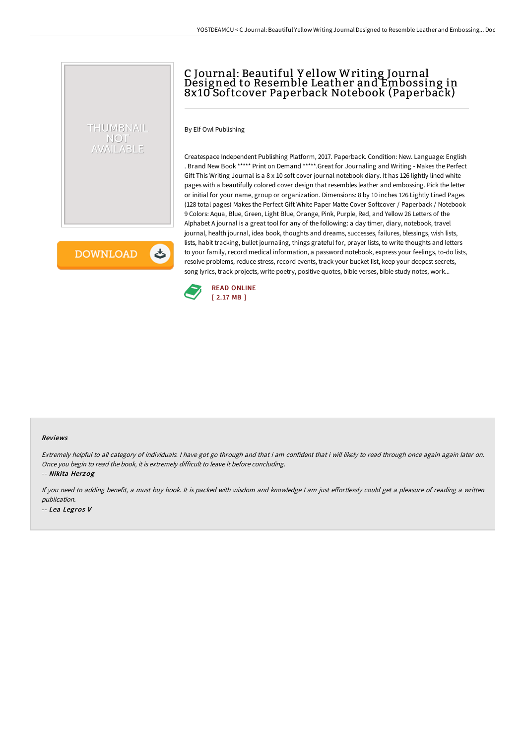# C Journal: Beautiful Yellow Writing Journal Designed to Resemble Leather and Embossing in 8x10 Softcover Paperback Notebook (Paperback)

By Elf Owl Publishing

Createspace Independent Publishing Platform, 2017. Paperback. Condition: New. Language: English . Brand New Book ***** Print on Demand *****.Great for Journaling and Writing - Makes the Perfect Gift This Writing Journal is a 8 x 10 soft cover journal notebook diary. It has 126 lightly lined white pages with a beautifully colored cover design that resembles leather and embossing. Pick the letter or initial for your name, group or organization. Dimensions: 8 by 10 inches 126 Lightly Lined Pages (128 total pages) Makes the Perfect Gift White Paper Matte Cover Softcover / Paperback / Notebook 9 Colors: Aqua, Blue, Green, Light Blue, Orange, Pink, Purple, Red, and Yellow 26 Letters of the Alphabet A journal is a great tool for any of the following: a day timer, diary, notebook, travel journal, health journal, idea book, thoughts and dreams, successes, failures, blessings, wish lists, lists, habit tracking, bullet journaling, things grateful for, prayer lists, to write thoughts and letters to your family, record medical information, a password notebook, express your feelings, to-do lists, resolve problems, reduce stress, record events, track your bucket list, keep your deepest secrets, song lyrics, track projects, write poetry, positive quotes, bible verses, bible study notes, work...

READ ONLINE
[ 2.17 MB ]

### Reviews

*Extremely helpful to all category of individuals. I have got go through and that i am confident that i will likely to read through once again again later on. Once you begin to read the book, it is extremely difficult to leave it before concluding.*

-- *Nikita Herzog*

*If you need to adding benefit, a must buy book. It is packed with wisdom and knowledge I am just effortlessly could get a pleasure of reading a written publication.*

-- *Lea Legros V*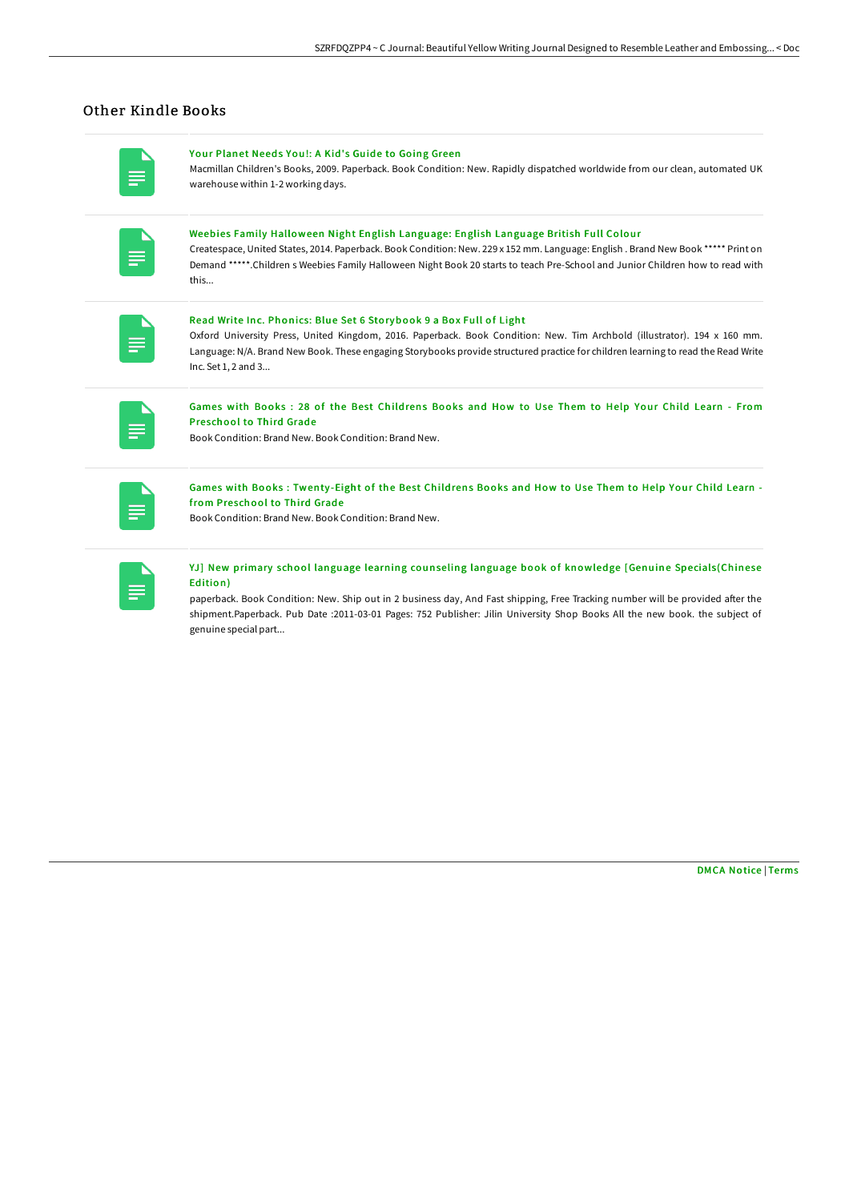## Other Kindle Books

### Your Planet Needs You!: A Kid's Guide to Going Green

Macmillan Children's Books, 2009. Paperback. Book Condition: New. Rapidly dispatched worldwide from our clean, automated UK warehouse within 1-2 working days.

### Weebies Family Halloween Night English Language: English Language British Full Colour

Createspace, United States, 2014. Paperback. Book Condition: New. 229 x 152 mm. Language: English . Brand New Book ***** Print on Demand *****.Children s Weebies Family Halloween Night Book 20 starts to teach Pre-School and Junior Children how to read with this...

### Read Write Inc. Phonics: Blue Set 6 Storybook 9 a Box Full of Light

Oxford University Press, United Kingdom, 2016. Paperback. Book Condition: New. Tim Archbold (illustrator). 194 x 160 mm. Language: N/A. Brand New Book. These engaging Storybooks provide structured practice for children learning to read the Read Write Inc. Set 1, 2 and 3...

### Games with Books : 28 of the Best Childrens Books and How to Use Them to Help Your Child Learn - From Preschool to Third Grade

Book Condition: Brand New. Book Condition: Brand New.

### Games with Books : Twenty-Eight of the Best Childrens Books and How to Use Them to Help Your Child Learn - from Preschool to Third Grade

Book Condition: Brand New. Book Condition: Brand New.

### YJ] New primary school language learning counseling language book of knowledge [Genuine Specials(Chinese Edition)

paperback. Book Condition: New. Ship out in 2 business day, And Fast shipping, Free Tracking number will be provided after the shipment.Paperback. Pub Date :2011-03-01 Pages: 752 Publisher: Jilin University Shop Books All the new book. the subject of genuine special part...

DMCA Notice | Terms